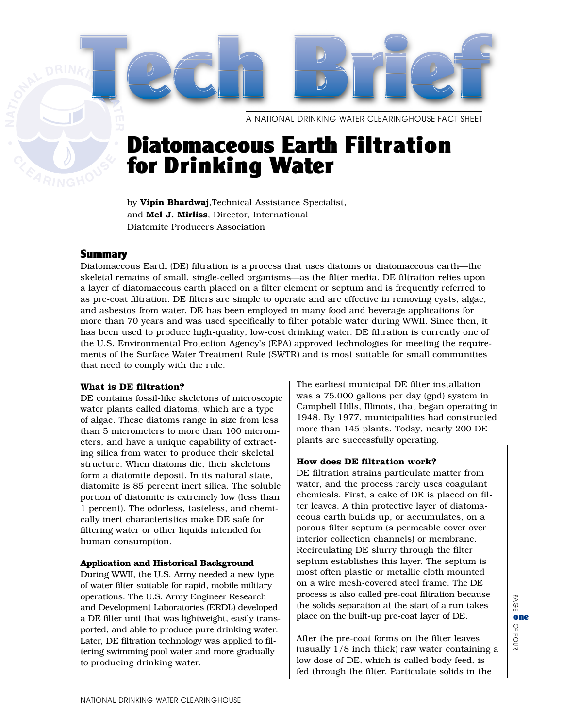# Tech Brief

A NATIONAL DRINKING WATER CLEARINGHOUSE FACT SHEET

# Diatomaceous Earth Filtration for Drinking Water

by **Vipin Bhardwaj**,Technical Assistance Specialist, and **Mel J. Mirliss**, Director, International Diatomite Producers Association

## Summary

Diatomaceous Earth (DE) filtration is a process that uses diatoms or diatomaceous earth—the skeletal remains of small, single-celled organisms—as the filter media. DE filtration relies upon a layer of diatomaceous earth placed on a filter element or septum and is frequently referred to as pre-coat filtration. DE filters are simple to operate and are effective in removing cysts, algae, and asbestos from water. DE has been employed in many food and beverage applications for more than 70 years and was used specifically to filter potable water during WWII. Since then, it has been used to produce high-quality, low-cost drinking water. DE filtration is currently one of the U.S. Environmental Protection Agency's (EPA) approved technologies for meeting the requirements of the Surface Water Treatment Rule (SWTR) and is most suitable for small communities that need to comply with the rule.

### What is DE filtration?

DE contains fossil-like skeletons of microscopic water plants called diatoms, which are a type of algae. These diatoms range in size from less than 5 micrometers to more than 100 micrometers, and have a unique capability of extracting silica from water to produce their skeletal structure. When diatoms die, their skeletons form a diatomite deposit. In its natural state, diatomite is 85 percent inert silica. The soluble portion of diatomite is extremely low (less than 1 percent). The odorless, tasteless, and chemically inert characteristics make DE safe for filtering water or other liquids intended for human consumption.

### Application and Historical Background

During WWII, the U.S. Army needed a new type of water filter suitable for rapid, mobile military operations. The U.S. Army Engineer Research and Development Laboratories (ERDL) developed a DE filter unit that was lightweight, easily transported, and able to produce pure drinking water. Later, DE filtration technology was applied to filtering swimming pool water and more gradually to producing drinking water.

The earliest municipal DE filter installation was a 75,000 gallons per day (gpd) system in Campbell Hills, Illinois, that began operating in 1948. By 1977, municipalities had constructed more than 145 plants. Today, nearly 200 DE plants are successfully operating.

### How does DE filtration work?

DE filtration strains particulate matter from water, and the process rarely uses coagulant chemicals. First, a cake of DE is placed on filter leaves. A thin protective layer of diatomaceous earth builds up, or accumulates, on a porous filter septum (a permeable cover over interior collection channels) or membrane. Recirculating DE slurry through the filter septum establishes this layer. The septum is most often plastic or metallic cloth mounted on a wire mesh-covered steel frame. The DE process is also called pre-coat filtration because the solids separation at the start of a run takes place on the built-up pre-coat layer of DE.

After the pre-coat forms on the filter leaves (usually 1/8 inch thick) raw water containing a low dose of DE, which is called body feed, is fed through the filter. Particulate solids in the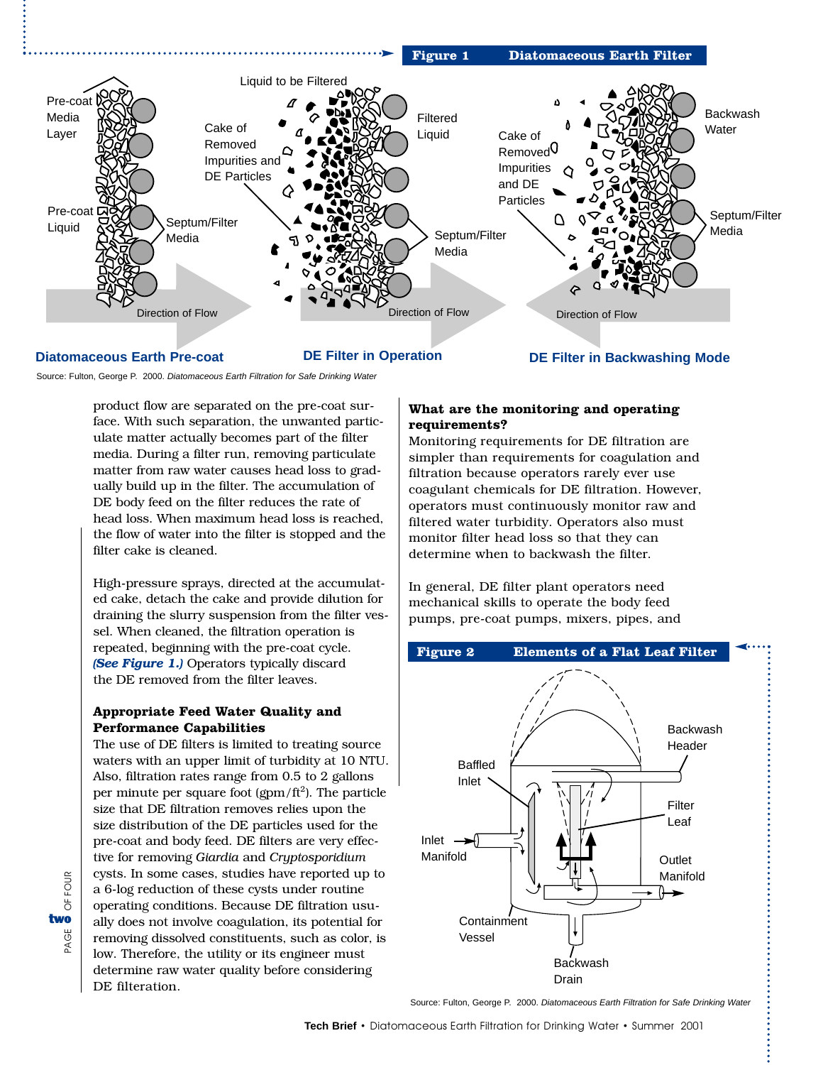**Figure 1 Diatomaceous Earth Filter**

Pre-coat Media Layer — Pre-coat Liquid — Septum/Filter Media — Direction of Flow

Liquid to be Filtered — Cake of Removed Impurities and DE Particles — Filtered Liquid — Septum/Filter Media — Direction of Flow

Cake of Removed Impurities and DE Particles — Backwash Water — Septum/Filter Media — Direction of Flow

**Diatomaceous Earth Pre-coat** | **DE Filter in Operation** | **DE Filter in Backwashing Mode**

Source: Fulton, George P. 2000. *Diatomaceous Earth Filtration for Safe Drinking Water*

product flow are separated on the pre-coat surface. With such separation, the unwanted particulate matter actually becomes part of the filter media. During a filter run, removing particulate matter from raw water causes head loss to gradually build up in the filter. The accumulation of DE body feed on the filter reduces the rate of head loss. When maximum head loss is reached, the flow of water into the filter is stopped and the filter cake is cleaned.

High-pressure sprays, directed at the accumulated cake, detach the cake and provide dilution for draining the slurry suspension from the filter vessel. When cleaned, the filtration operation is repeated, beginning with the pre-coat cycle. ***(See Figure 1.)*** Operators typically discard the DE removed from the filter leaves.

**Appropriate Feed Water Quality and Performance Capabilities**

The use of DE filters is limited to treating source waters with an upper limit of turbidity at 10 NTU. Also, filtration rates range from 0.5 to 2 gallons per minute per square foot (gpm/ft$^2$). The particle size that DE filtration removes relies upon the size distribution of the DE particles used for the pre-coat and body feed. DE filters are very effective for removing *Giardia* and *Cryptosporidium* cysts. In some cases, studies have reported up to a 6-log reduction of these cysts under routine operating conditions. Because DE filtration usually does not involve coagulation, its potential for removing dissolved constituents, such as color, is low. Therefore, the utility or its engineer must determine raw water quality before considering DE filteration.

**What are the monitoring and operating requirements?**

Monitoring requirements for DE filtration are simpler than requirements for coagulation and filtration because operators rarely ever use coagulant chemicals for DE filtration. However, operators must continuously monitor raw and filtered water turbidity. Operators also must monitor filter head loss so that they can determine when to backwash the filter.

In general, DE filter plant operators need mechanical skills to operate the body feed pumps, pre-coat pumps, mixers, pipes, and

**Figure 2 Elements of a Flat Leaf Filter**

Baffled Inlet — Backwash Header — Filter Leaf — Inlet Manifold — Outlet Manifold — Containment Vessel — Backwash Drain

Source: Fulton, George P. 2000. *Diatomaceous Earth Filtration for Safe Drinking Water*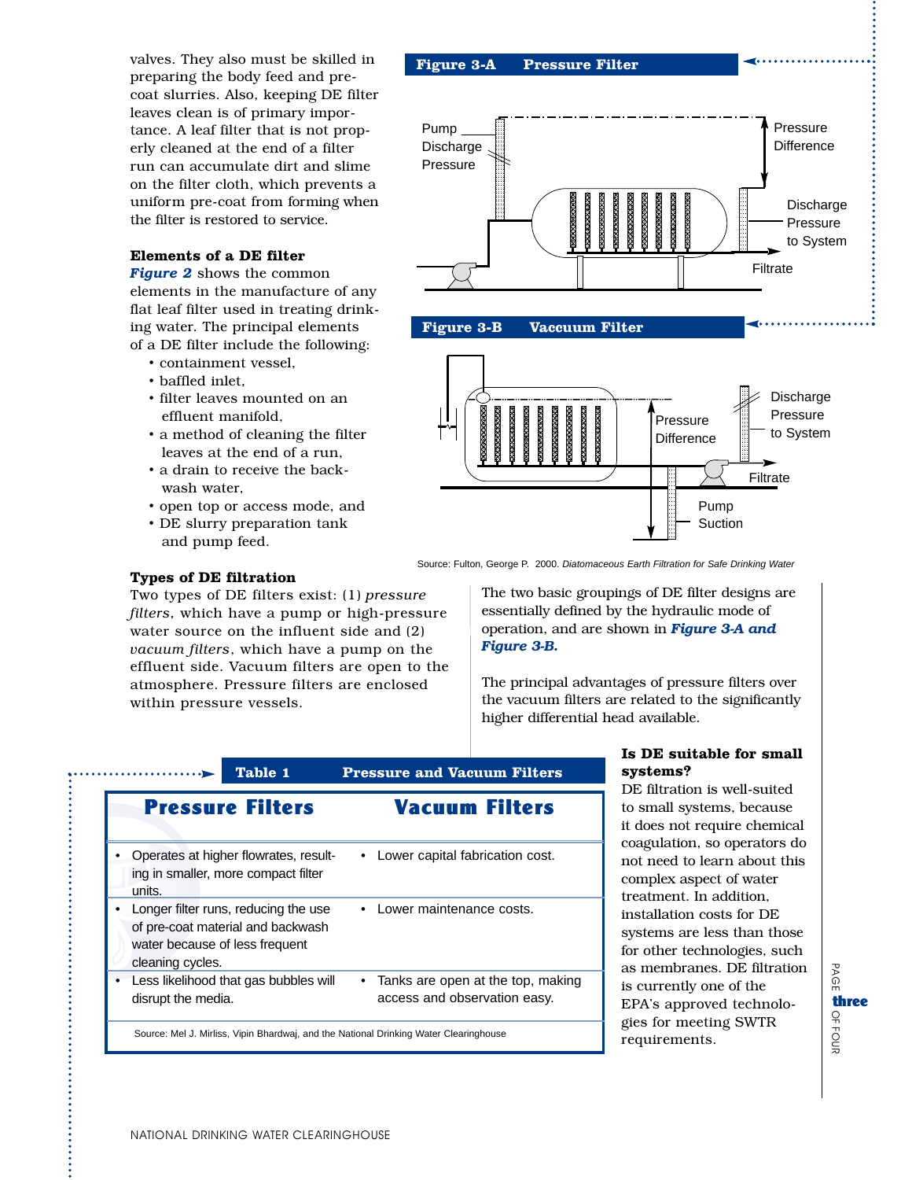valves. They also must be skilled in preparing the body feed and pre-coat slurries. Also, keeping DE filter leaves clean is of primary importance. A leaf filter that is not properly cleaned at the end of a filter run can accumulate dirt and slime on the filter cloth, which prevents a uniform pre-coat from forming when the filter is restored to service.

### Elements of a DE filter

***Figure 2*** shows the common elements in the manufacture of any flat leaf filter used in treating drinking water. The principal elements of a DE filter include the following:

- containment vessel,
- baffled inlet,
- filter leaves mounted on an effluent manifold,
- a method of cleaning the filter leaves at the end of a run,
- a drain to receive the backwash water,
- open top or access mode, and
- DE slurry preparation tank and pump feed.

**Figure 3-A Pressure Filter**

Pump Discharge Pressure

Pressure Difference

Discharge Pressure to System

Filtrate

**Figure 3-B Vaccuum Filter**

Discharge Pressure to System

Pressure Difference

Filtrate

Pump Suction

Source: Fulton, George P. 2000. *Diatomaceous Earth Filtration for Safe Drinking Water*

### Types of DE filtration

Two types of DE filters exist: (1) *pressure filters*, which have a pump or high-pressure water source on the influent side and (2) *vacuum filters*, which have a pump on the effluent side. Vacuum filters are open to the atmosphere. Pressure filters are enclosed within pressure vessels.

The two basic groupings of DE filter designs are essentially defined by the hydraulic mode of operation, and are shown in ***Figure 3-A and Figure 3-B.***

The principal advantages of pressure filters over the vacuum filters are related to the significantly higher differential head available.

**Table 1 Pressure and Vacuum Filters**

| Pressure Filters | Vacuum Filters |
|---|---|
| Operates at higher flowrates, resulting in smaller, more compact filter units. | Lower capital fabrication cost. |
| Longer filter runs, reducing the use of pre-coat material and backwash water because of less frequent cleaning cycles. | Lower maintenance costs. |
| Less likelihood that gas bubbles will disrupt the media. | Tanks are open at the top, making access and observation easy. |

Source: Mel J. Mirliss, Vipin Bhardwaj, and the National Drinking Water Clearinghouse

### Is DE suitable for small systems?

DE filtration is well-suited to small systems, because it does not require chemical coagulation, so operators do not need to learn about this complex aspect of water treatment. In addition, installation costs for DE systems are less than those for other technologies, such as membranes. DE filtration is currently one of the EPA's approved technologies for meeting SWTR requirements.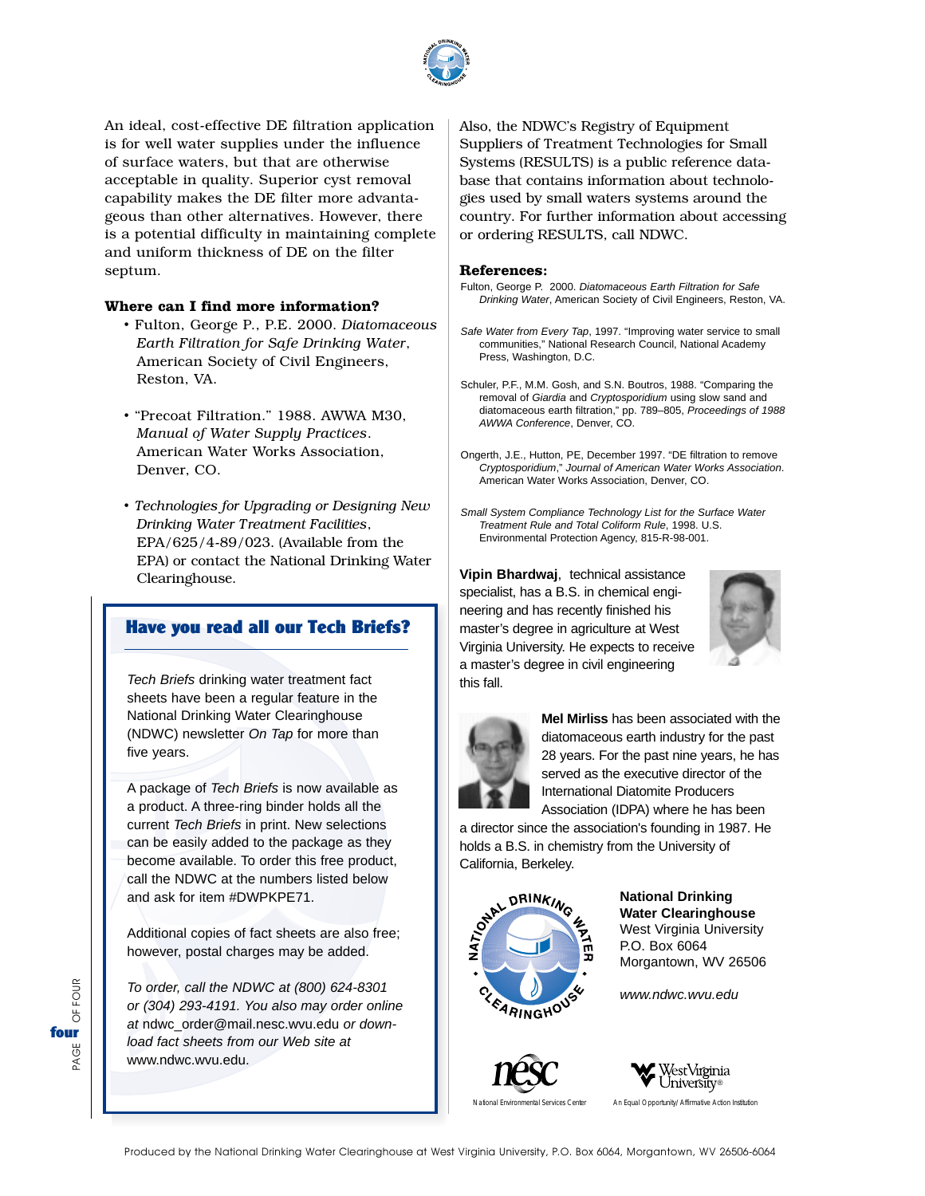An ideal, cost-effective DE filtration application is for well water supplies under the influence of surface waters, but that are otherwise acceptable in quality. Superior cyst removal capability makes the DE filter more advantageous than other alternatives. However, there is a potential difficulty in maintaining complete and uniform thickness of DE on the filter septum.

### Where can I find more information?

- Fulton, George P., P.E. 2000. *Diatomaceous Earth Filtration for Safe Drinking Water*, American Society of Civil Engineers, Reston, VA.
- "Precoat Filtration." 1988. AWWA M30, *Manual of Water Supply Practices*. American Water Works Association, Denver, CO.
- *Technologies for Upgrading or Designing New Drinking Water Treatment Facilities*, EPA/625/4-89/023. (Available from the EPA) or contact the National Drinking Water Clearinghouse.

## Have you read all our Tech Briefs?

*Tech Briefs* drinking water treatment fact sheets have been a regular feature in the National Drinking Water Clearinghouse (NDWC) newsletter *On Tap* for more than five years.

A package of *Tech Briefs* is now available as a product. A three-ring binder holds all the current *Tech Briefs* in print. New selections can be easily added to the package as they become available. To order this free product, call the NDWC at the numbers listed below and ask for item #DWPKPE71.

Additional copies of fact sheets are also free; however, postal charges may be added.

*To order, call the NDWC at (800) 624-8301 or (304) 293-4191. You also may order online at* ndwc_order@mail.nesc.wvu.edu *or download fact sheets from our Web site at* www.ndwc.wvu.edu.

Also, the NDWC's Registry of Equipment Suppliers of Treatment Technologies for Small Systems (RESULTS) is a public reference database that contains information about technologies used by small waters systems around the country. For further information about accessing or ordering RESULTS, call NDWC.

### References:

Fulton, George P. 2000. *Diatomaceous Earth Filtration for Safe Drinking Water*, American Society of Civil Engineers, Reston, VA.

*Safe Water from Every Tap*, 1997. "Improving water service to small communities," National Research Council, National Academy Press, Washington, D.C.

Schuler, P.F., M.M. Gosh, and S.N. Boutros, 1988. "Comparing the removal of *Giardia* and *Cryptosporidium* using slow sand and diatomaceous earth filtration," pp. 789–805, *Proceedings of 1988 AWWA Conference*, Denver, CO.

Ongerth, J.E., Hutton, PE, December 1997. "DE filtration to remove *Cryptosporidium*," *Journal of American Water Works Association*. American Water Works Association, Denver, CO.

*Small System Compliance Technology List for the Surface Water Treatment Rule and Total Coliform Rule*, 1998. U.S. Environmental Protection Agency, 815-R-98-001.

**Vipin Bhardwaj**, technical assistance specialist, has a B.S. in chemical engineering and has recently finished his master's degree in agriculture at West Virginia University. He expects to receive a master's degree in civil engineering this fall.

**Mel Mirliss** has been associated with the diatomaceous earth industry for the past 28 years. For the past nine years, he has served as the executive director of the International Diatomite Producers Association (IDPA) where he has been a director since the association's founding in 1987. He holds a B.S. in chemistry from the University of California, Berkeley.

**National Drinking Water Clearinghouse**
West Virginia University
P.O. Box 6064
Morgantown, WV 26506

*www.ndwc.wvu.edu*

National Environmental Services Center

An Equal Opportunity/Affirmative Action Institution

Produced by the National Drinking Water Clearinghouse at West Virginia University, P.O. Box 6064, Morgantown, WV 26506-6064